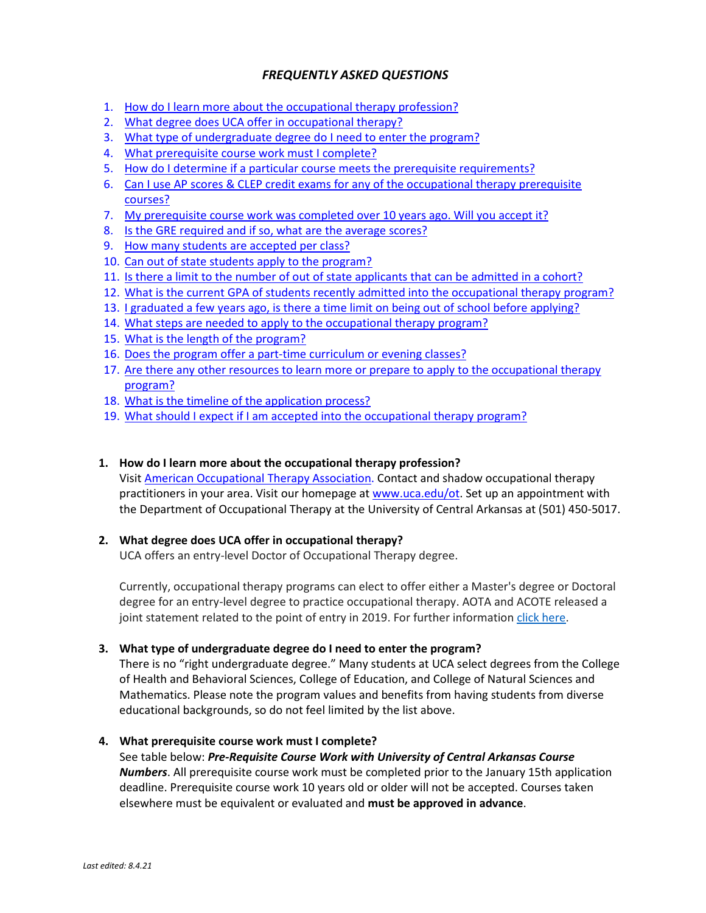# *FREQUENTLY ASKED QUESTIONS*

1. How do I learn more about the occupational therapy profession?
2. What degree does UCA offer in occupational therapy?
3. What type of undergraduate degree do I need to enter the program?
4. What prerequisite course work must I complete?
5. How do I determine if a particular course meets the prerequisite requirements?
6. Can I use AP scores & CLEP credit exams for any of the occupational therapy prerequisite courses?
7. My prerequisite course work was completed over 10 years ago. Will you accept it?
8. Is the GRE required and if so, what are the average scores?
9. How many students are accepted per class?
10. Can out of state students apply to the program?
11. Is there a limit to the number of out of state applicants that can be admitted in a cohort?
12. What is the current GPA of students recently admitted into the occupational therapy program?
13. I graduated a few years ago, is there a time limit on being out of school before applying?
14. What steps are needed to apply to the occupational therapy program?
15. What is the length of the program?
16. Does the program offer a part-time curriculum or evening classes?
17. Are there any other resources to learn more or prepare to apply to the occupational therapy program?
18. What is the timeline of the application process?
19. What should I expect if I am accepted into the occupational therapy program?

**1. How do I learn more about the occupational therapy profession?**

Visit American Occupational Therapy Association. Contact and shadow occupational therapy practitioners in your area. Visit our homepage at www.uca.edu/ot. Set up an appointment with the Department of Occupational Therapy at the University of Central Arkansas at (501) 450-5017.

**2. What degree does UCA offer in occupational therapy?**

UCA offers an entry-level Doctor of Occupational Therapy degree.

Currently, occupational therapy programs can elect to offer either a Master's degree or Doctoral degree for an entry-level degree to practice occupational therapy. AOTA and ACOTE released a joint statement related to the point of entry in 2019. For further information click here.

**3. What type of undergraduate degree do I need to enter the program?**

There is no "right undergraduate degree." Many students at UCA select degrees from the College of Health and Behavioral Sciences, College of Education, and College of Natural Sciences and Mathematics. Please note the program values and benefits from having students from diverse educational backgrounds, so do not feel limited by the list above.

**4. What prerequisite course work must I complete?**

See table below: ***Pre-Requisite Course Work with University of Central Arkansas Course Numbers***. All prerequisite course work must be completed prior to the January 15th application deadline. Prerequisite course work 10 years old or older will not be accepted. Courses taken elsewhere must be equivalent or evaluated and **must be approved in advance**.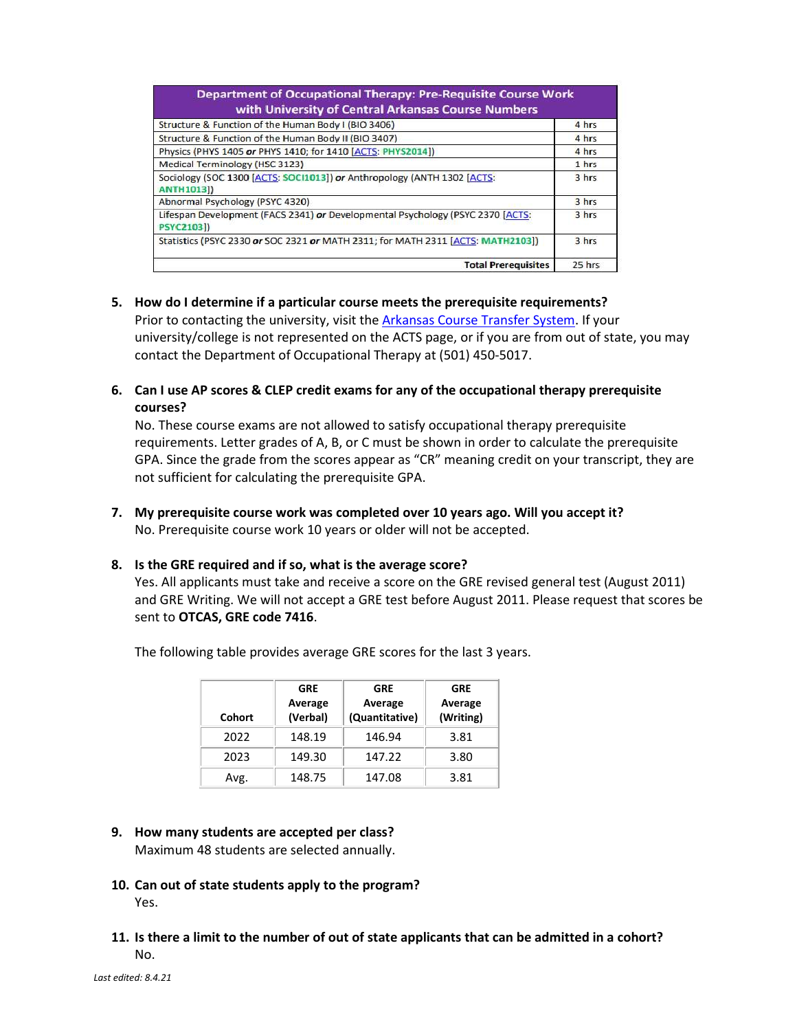| Department of Occupational Therapy: Pre-Requisite Course Work with University of Central Arkansas Course Numbers | |
|---|---|
| Structure & Function of the Human Body I (BIO 3406) | 4 hrs |
| Structure & Function of the Human Body II (BIO 3407) | 4 hrs |
| Physics (PHYS 1405 **or** PHYS 1410; for 1410 [ACTS: **PHYS2014**]) | 4 hrs |
| Medical Terminology (HSC 3123) | 1 hrs |
| Sociology (SOC 1300 [ACTS: **SOCI1013**]) **or** Anthropology (ANTH 1302 [ACTS: **ANTH1013**]) | 3 hrs |
| Abnormal Psychology (PSYC 4320) | 3 hrs |
| Lifespan Development (FACS 2341) **or** Developmental Psychology (PSYC 2370 [ACTS: **PSYC2103**]) | 3 hrs |
| Statistics (PSYC 2330 **or** SOC 2321 **or** MATH 2311; for MATH 2311 [ACTS: **MATH2103**]) | 3 hrs |
| **Total Prerequisites** | 25 hrs |

5. **How do I determine if a particular course meets the prerequisite requirements?**
   Prior to contacting the university, visit the Arkansas Course Transfer System. If your university/college is not represented on the ACTS page, or if you are from out of state, you may contact the Department of Occupational Therapy at (501) 450-5017.

6. **Can I use AP scores & CLEP credit exams for any of the occupational therapy prerequisite courses?**
   No. These course exams are not allowed to satisfy occupational therapy prerequisite requirements. Letter grades of A, B, or C must be shown in order to calculate the prerequisite GPA. Since the grade from the scores appear as "CR" meaning credit on your transcript, they are not sufficient for calculating the prerequisite GPA.

7. **My prerequisite course work was completed over 10 years ago. Will you accept it?**
   No. Prerequisite course work 10 years or older will not be accepted.

8. **Is the GRE required and if so, what is the average score?**
   Yes. All applicants must take and receive a score on the GRE revised general test (August 2011) and GRE Writing. We will not accept a GRE test before August 2011. Please request that scores be sent to **OTCAS, GRE code 7416**.

   The following table provides average GRE scores for the last 3 years.

| Cohort | GRE Average (Verbal) | GRE Average (Quantitative) | GRE Average (Writing) |
|---|---|---|---|
| 2022 | 148.19 | 146.94 | 3.81 |
| 2023 | 149.30 | 147.22 | 3.80 |
| Avg. | 148.75 | 147.08 | 3.81 |

9. **How many students are accepted per class?**
   Maximum 48 students are selected annually.

10. **Can out of state students apply to the program?**
    Yes.

11. **Is there a limit to the number of out of state applicants that can be admitted in a cohort?**
    No.

*Last edited: 8.4.21*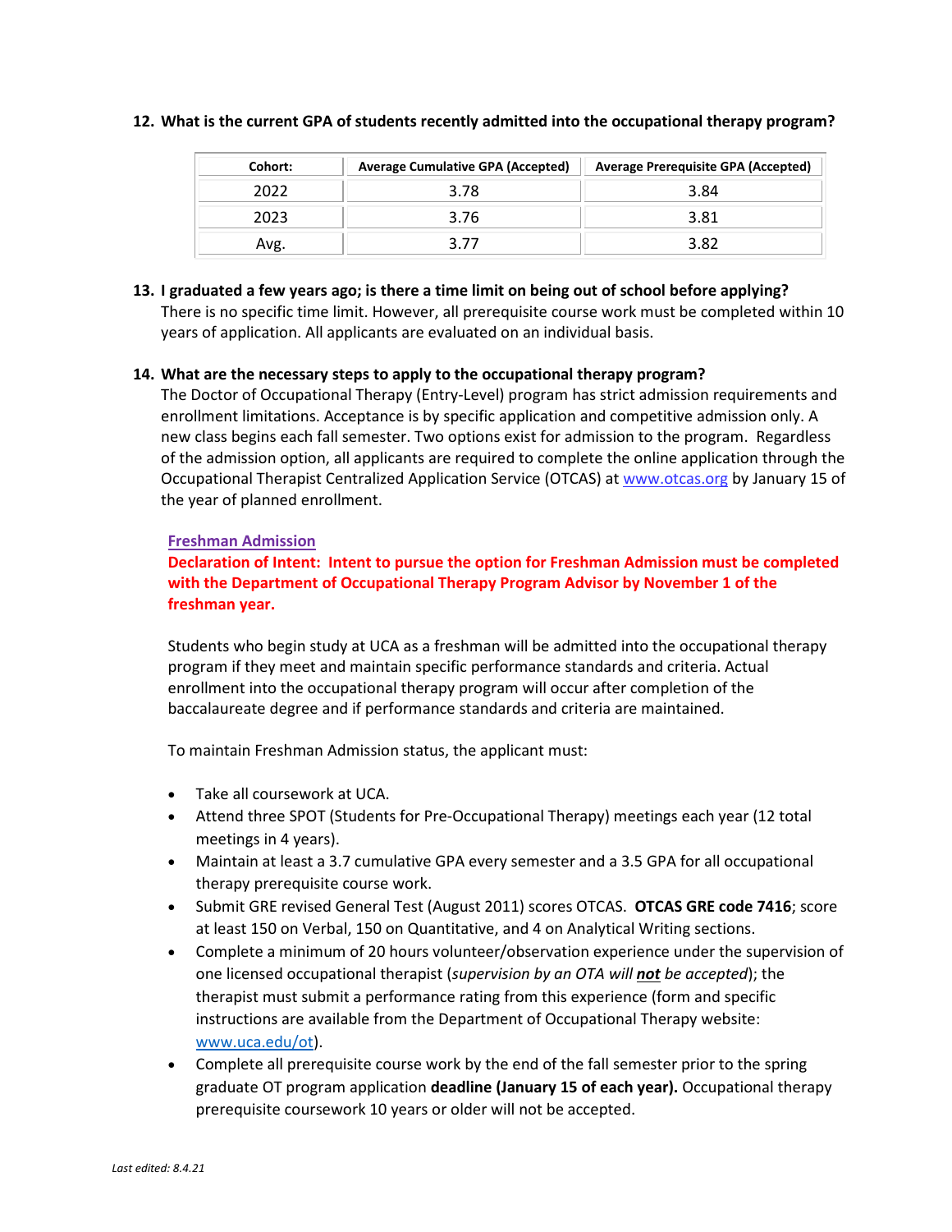**12. What is the current GPA of students recently admitted into the occupational therapy program?**

| Cohort: | Average Cumulative GPA (Accepted) | Average Prerequisite GPA (Accepted) |
|---|---|---|
| 2022 | 3.78 | 3.84 |
| 2023 | 3.76 | 3.81 |
| Avg. | 3.77 | 3.82 |

**13. I graduated a few years ago; is there a time limit on being out of school before applying?**

There is no specific time limit. However, all prerequisite course work must be completed within 10 years of application. All applicants are evaluated on an individual basis.

**14. What are the necessary steps to apply to the occupational therapy program?**

The Doctor of Occupational Therapy (Entry-Level) program has strict admission requirements and enrollment limitations. Acceptance is by specific application and competitive admission only. A new class begins each fall semester. Two options exist for admission to the program. Regardless of the admission option, all applicants are required to complete the online application through the Occupational Therapist Centralized Application Service (OTCAS) at www.otcas.org by January 15 of the year of planned enrollment.

**Freshman Admission**

**Declaration of Intent: Intent to pursue the option for Freshman Admission must be completed with the Department of Occupational Therapy Program Advisor by November 1 of the freshman year.**

Students who begin study at UCA as a freshman will be admitted into the occupational therapy program if they meet and maintain specific performance standards and criteria. Actual enrollment into the occupational therapy program will occur after completion of the baccalaureate degree and if performance standards and criteria are maintained.

To maintain Freshman Admission status, the applicant must:

- Take all coursework at UCA.
- Attend three SPOT (Students for Pre-Occupational Therapy) meetings each year (12 total meetings in 4 years).
- Maintain at least a 3.7 cumulative GPA every semester and a 3.5 GPA for all occupational therapy prerequisite course work.
- Submit GRE revised General Test (August 2011) scores OTCAS. **OTCAS GRE code 7416**; score at least 150 on Verbal, 150 on Quantitative, and 4 on Analytical Writing sections.
- Complete a minimum of 20 hours volunteer/observation experience under the supervision of one licensed occupational therapist (*supervision by an OTA will **not** be accepted*); the therapist must submit a performance rating from this experience (form and specific instructions are available from the Department of Occupational Therapy website: www.uca.edu/ot).
- Complete all prerequisite course work by the end of the fall semester prior to the spring graduate OT program application **deadline (January 15 of each year).** Occupational therapy prerequisite coursework 10 years or older will not be accepted.

*Last edited: 8.4.21*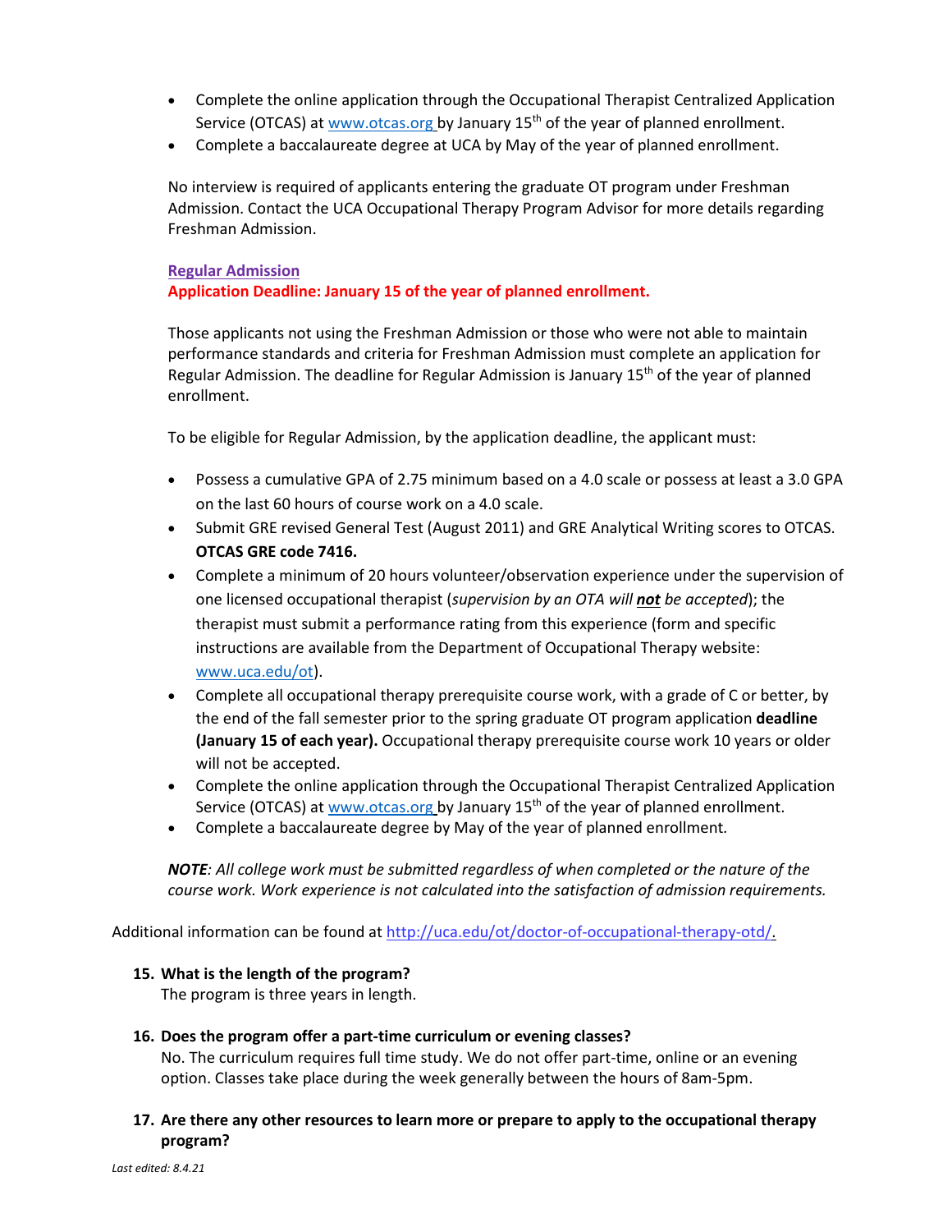- Complete the online application through the Occupational Therapist Centralized Application Service (OTCAS) at www.otcas.org by January 15th of the year of planned enrollment.
- Complete a baccalaureate degree at UCA by May of the year of planned enrollment.

No interview is required of applicants entering the graduate OT program under Freshman Admission. Contact the UCA Occupational Therapy Program Advisor for more details regarding Freshman Admission.

**Regular Admission**

**Application Deadline: January 15 of the year of planned enrollment.**

Those applicants not using the Freshman Admission or those who were not able to maintain performance standards and criteria for Freshman Admission must complete an application for Regular Admission. The deadline for Regular Admission is January 15th of the year of planned enrollment.

To be eligible for Regular Admission, by the application deadline, the applicant must:

- Possess a cumulative GPA of 2.75 minimum based on a 4.0 scale or possess at least a 3.0 GPA on the last 60 hours of course work on a 4.0 scale.
- Submit GRE revised General Test (August 2011) and GRE Analytical Writing scores to OTCAS. **OTCAS GRE code 7416.**
- Complete a minimum of 20 hours volunteer/observation experience under the supervision of one licensed occupational therapist (*supervision by an OTA will **not** be accepted*); the therapist must submit a performance rating from this experience (form and specific instructions are available from the Department of Occupational Therapy website: www.uca.edu/ot).
- Complete all occupational therapy prerequisite course work, with a grade of C or better, by the end of the fall semester prior to the spring graduate OT program application **deadline (January 15 of each year).** Occupational therapy prerequisite course work 10 years or older will not be accepted.
- Complete the online application through the Occupational Therapist Centralized Application Service (OTCAS) at www.otcas.org by January 15th of the year of planned enrollment.
- Complete a baccalaureate degree by May of the year of planned enrollment.

***NOTE**: All college work must be submitted regardless of when completed or the nature of the course work. Work experience is not calculated into the satisfaction of admission requirements.*

Additional information can be found at http://uca.edu/ot/doctor-of-occupational-therapy-otd/.

15. **What is the length of the program?**
    The program is three years in length.

16. **Does the program offer a part-time curriculum or evening classes?**
    No. The curriculum requires full time study. We do not offer part-time, online or an evening option. Classes take place during the week generally between the hours of 8am-5pm.

17. **Are there any other resources to learn more or prepare to apply to the occupational therapy program?**

*Last edited: 8.4.21*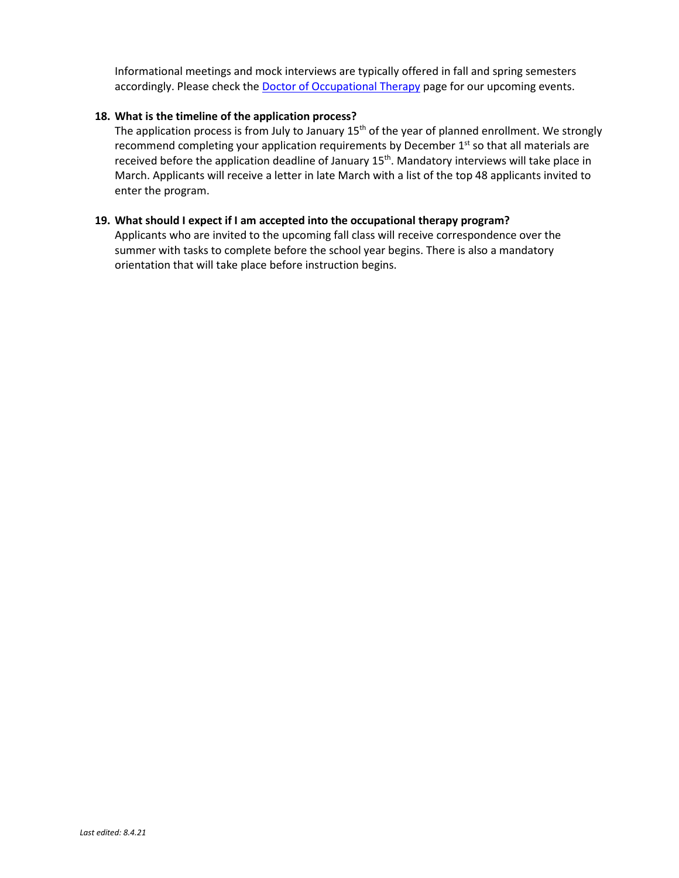Informational meetings and mock interviews are typically offered in fall and spring semesters accordingly. Please check the [Doctor of Occupational Therapy]() page for our upcoming events.

18. **What is the timeline of the application process?**
    The application process is from July to January 15th of the year of planned enrollment. We strongly recommend completing your application requirements by December 1st so that all materials are received before the application deadline of January 15th. Mandatory interviews will take place in March. Applicants will receive a letter in late March with a list of the top 48 applicants invited to enter the program.

19. **What should I expect if I am accepted into the occupational therapy program?**
    Applicants who are invited to the upcoming fall class will receive correspondence over the summer with tasks to complete before the school year begins. There is also a mandatory orientation that will take place before instruction begins.

*Last edited: 8.4.21*